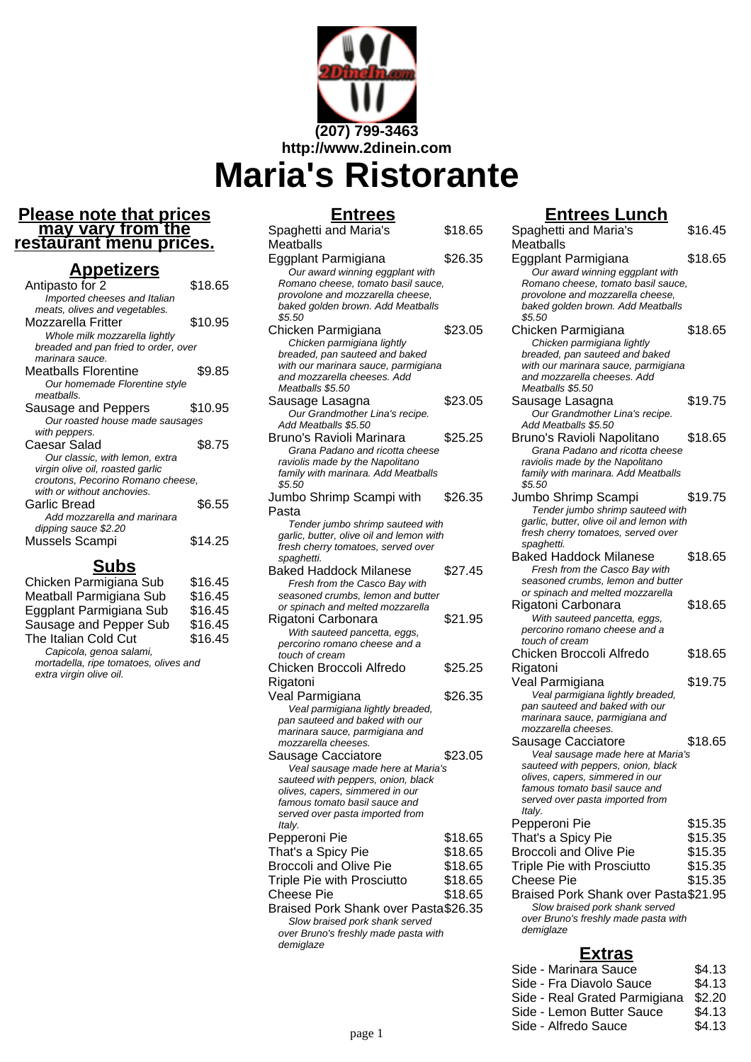**(207) 799-3463**
**http://www.2dinein.com**

# Maria's Ristorante

**Please note that prices may vary from the restaurant menu prices.**

## Appetizers

| Item | Price |
|---|---|
| Antipasto for 2 | $18.65 |

*Imported cheeses and Italian meats, olives and vegetables.*

| Item | Price |
|---|---|
| Mozzarella Fritter | $10.95 |

*Whole milk mozzarella lightly breaded and pan fried to order, over marinara sauce.*

| Item | Price |
|---|---|
| Meatballs Florentine | $9.85 |

*Our homemade Florentine style meatballs.*

| Item | Price |
|---|---|
| Sausage and Peppers | $10.95 |

*Our roasted house made sausages with peppers.*

| Item | Price |
|---|---|
| Caesar Salad | $8.75 |

*Our classic, with lemon, extra virgin olive oil, roasted garlic croutons, Pecorino Romano cheese, with or without anchovies.*

| Item | Price |
|---|---|
| Garlic Bread | $6.55 |

*Add mozzarella and marinara dipping sauce $2.20*

| Item | Price |
|---|---|
| Mussels Scampi | $14.25 |

## Subs

| Item | Price |
|---|---|
| Chicken Parmigiana Sub | $16.45 |
| Meatball Parmigiana Sub | $16.45 |
| Eggplant Parmigiana Sub | $16.45 |
| Sausage and Pepper Sub | $16.45 |
| The Italian Cold Cut | $16.45 |

*Capicola, genoa salami, mortadella, ripe tomatoes, olives and extra virgin olive oil.*

## Entrees

**Spaghetti and Maria's Meatballs** — $18.65

**Eggplant Parmigiana** — $26.35
*Our award winning eggplant with Romano cheese, tomato basil sauce, provolone and mozzarella cheese, baked golden brown. Add Meatballs $5.50*

**Chicken Parmigiana** — $23.05
*Chicken parmigiana lightly breaded, pan sauteed and baked with our marinara sauce, parmigiana and mozzarella cheeses. Add Meatballs $5.50*

**Sausage Lasagna** — $23.05
*Our Grandmother Lina's recipe. Add Meatballs $5.50*

**Bruno's Ravioli Marinara** — $25.25
*Grana Padano and ricotta cheese raviolis made by the Napolitano family with marinara. Add Meatballs $5.50*

**Jumbo Shrimp Scampi with Pasta** — $26.35
*Tender jumbo shrimp sauteed with garlic, butter, olive oil and lemon with fresh cherry tomatoes, served over spaghetti.*

**Baked Haddock Milanese** — $27.45
*Fresh from the Casco Bay with seasoned crumbs, lemon and butter or spinach and melted mozzarella*

**Rigatoni Carbonara** — $21.95
*With sauteed pancetta, eggs, percorino romano cheese and a touch of cream*

**Chicken Broccoli Alfredo Rigatoni** — $25.25

**Veal Parmigiana** — $26.35
*Veal parmigiana lightly breaded, pan sauteed and baked with our marinara sauce, parmigiana and mozzarella cheeses.*

**Sausage Cacciatore** — $23.05
*Veal sausage made here at Maria's sauteed with peppers, onion, black olives, capers, simmered in our famous tomato basil sauce and served over pasta imported from Italy.*

| Item | Price |
|---|---|
| Pepperoni Pie | $18.65 |
| That's a Spicy Pie | $18.65 |
| Broccoli and Olive Pie | $18.65 |
| Triple Pie with Prosciutto | $18.65 |
| Cheese Pie | $18.65 |

**Braised Pork Shank over Pasta** — $26.35
*Slow braised pork shank served over Bruno's freshly made pasta with demiglaze*

## Entrees Lunch

**Spaghetti and Maria's Meatballs** — $16.45

**Eggplant Parmigiana** — $18.65
*Our award winning eggplant with Romano cheese, tomato basil sauce, provolone and mozzarella cheese, baked golden brown. Add Meatballs $5.50*

**Chicken Parmigiana** — $18.65
*Chicken parmigiana lightly breaded, pan sauteed and baked with our marinara sauce, parmigiana and mozzarella cheeses. Add Meatballs $5.50*

**Sausage Lasagna** — $19.75
*Our Grandmother Lina's recipe. Add Meatballs $5.50*

**Bruno's Ravioli Napolitano** — $18.65
*Grana Padano and ricotta cheese raviolis made by the Napolitano family with marinara. Add Meatballs $5.50*

**Jumbo Shrimp Scampi** — $19.75
*Tender jumbo shrimp sauteed with garlic, butter, olive oil and lemon with fresh cherry tomatoes, served over spaghetti.*

**Baked Haddock Milanese** — $18.65
*Fresh from the Casco Bay with seasoned crumbs, lemon and butter or spinach and melted mozzarella*

**Rigatoni Carbonara** — $18.65
*With sauteed pancetta, eggs, percorino romano cheese and a touch of cream*

**Chicken Broccoli Alfredo Rigatoni** — $18.65

**Veal Parmigiana** — $19.75
*Veal parmigiana lightly breaded, pan sauteed and baked with our marinara sauce, parmigiana and mozzarella cheeses.*

**Sausage Cacciatore** — $18.65
*Veal sausage made here at Maria's sauteed with peppers, onion, black olives, capers, simmered in our famous tomato basil sauce and served over pasta imported from Italy.*

| Item | Price |
|---|---|
| Pepperoni Pie | $15.35 |
| That's a Spicy Pie | $15.35 |
| Broccoli and Olive Pie | $15.35 |
| Triple Pie with Prosciutto | $15.35 |
| Cheese Pie | $15.35 |

**Braised Pork Shank over Pasta** — $21.95
*Slow braised pork shank served over Bruno's freshly made pasta with demiglaze*

## Extras

| Item | Price |
|---|---|
| Side - Marinara Sauce | $4.13 |
| Side - Fra Diavolo Sauce | $4.13 |
| Side - Real Grated Parmigiana | $2.20 |
| Side - Lemon Butter Sauce | $4.13 |
| Side - Alfredo Sauce | $4.13 |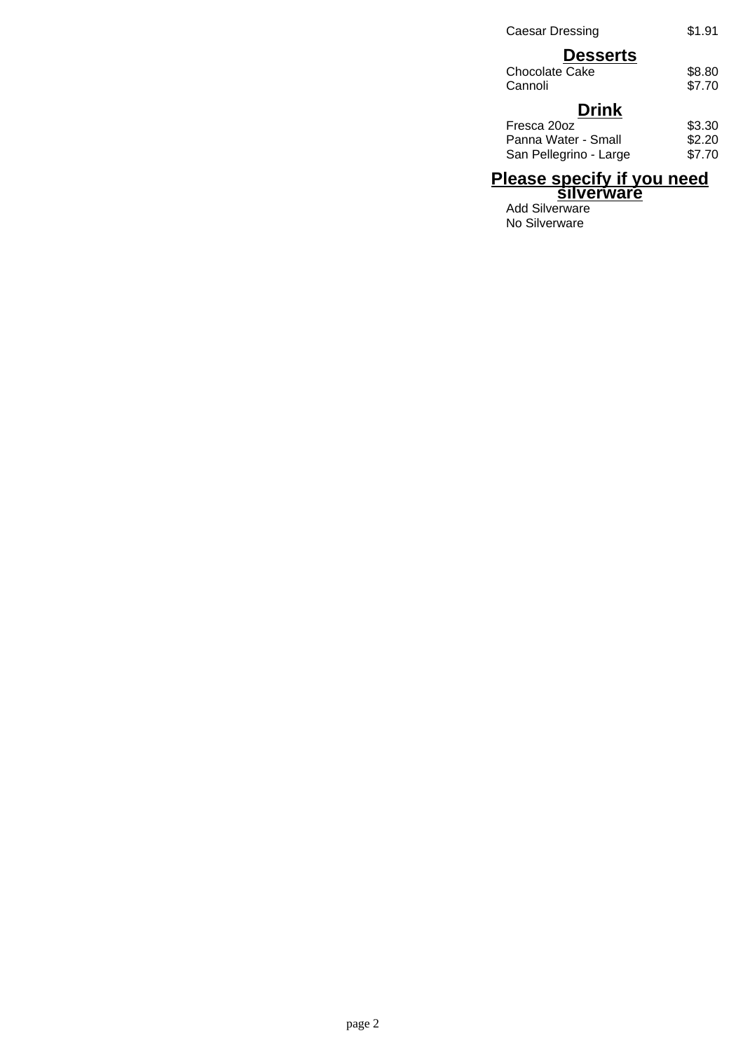| | |
|---|---|
| Caesar Dressing | $1.91 |

## Desserts

| | |
|---|---|
| Chocolate Cake | $8.80 |
| Cannoli | $7.70 |

## Drink

| | |
|---|---|
| Fresca 20oz | $3.30 |
| Panna Water - Small | $2.20 |
| San Pellegrino - Large | $7.70 |

## Please specify if you need silverware

Add Silverware
No Silverware